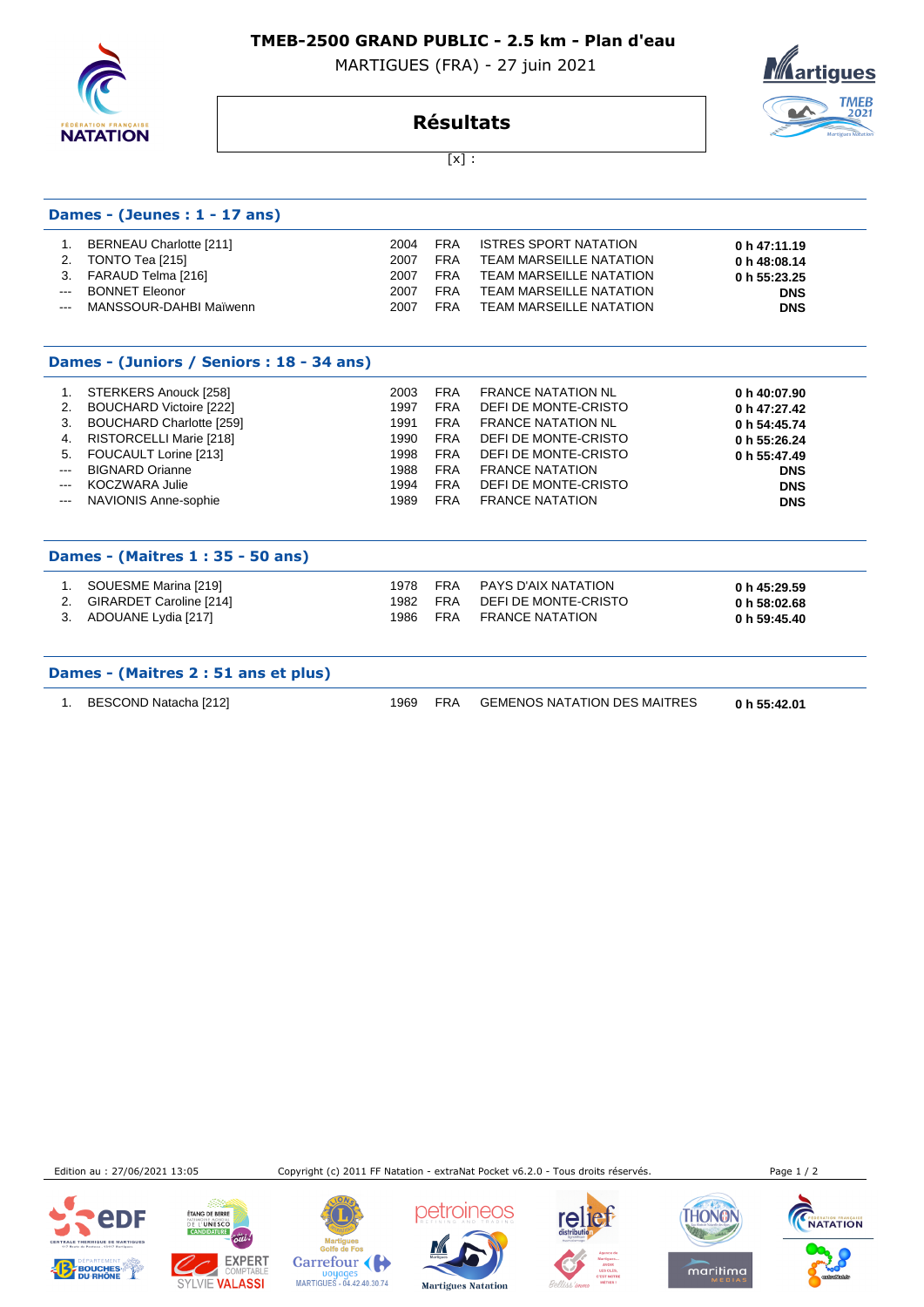# TMEB-2500 GRAND PUBLIC - 2.5 km - Plan d'eau

MARTIGUES (FRA) - 27 juin 2021

## Résultats

[x] :

### Dames - (Jeunes : 1 - 17 ans)

| | | | | | |
|---|---|---|---|---|---|
| 1. | BERNEAU Charlotte [211] | 2004 | FRA | ISTRES SPORT NATATION | 0 h 47:11.19 |
| 2. | TONTO Tea [215] | 2007 | FRA | TEAM MARSEILLE NATATION | 0 h 48:08.14 |
| 3. | FARAUD Telma [216] | 2007 | FRA | TEAM MARSEILLE NATATION | 0 h 55:23.25 |
| --- | BONNET Eleonor | 2007 | FRA | TEAM MARSEILLE NATATION | DNS |
| --- | MANSSOUR-DAHBI Maïwenn | 2007 | FRA | TEAM MARSEILLE NATATION | DNS |

### Dames - (Juniors / Seniors : 18 - 34 ans)

| | | | | | |
|---|---|---|---|---|---|
| 1. | STERKERS Anouck [258] | 2003 | FRA | FRANCE NATATION NL | 0 h 40:07.90 |
| 2. | BOUCHARD Victoire [222] | 1997 | FRA | DEFI DE MONTE-CRISTO | 0 h 47:27.42 |
| 3. | BOUCHARD Charlotte [259] | 1991 | FRA | FRANCE NATATION NL | 0 h 54:45.74 |
| 4. | RISTORCELLI Marie [218] | 1990 | FRA | DEFI DE MONTE-CRISTO | 0 h 55:26.24 |
| 5. | FOUCAULT Lorine [213] | 1998 | FRA | DEFI DE MONTE-CRISTO | 0 h 55:47.49 |
| --- | BIGNARD Orianne | 1988 | FRA | FRANCE NATATION | DNS |
| --- | KOCZWARA Julie | 1994 | FRA | DEFI DE MONTE-CRISTO | DNS |
| --- | NAVIONIS Anne-sophie | 1989 | FRA | FRANCE NATATION | DNS |

### Dames - (Maitres 1 : 35 - 50 ans)

| | | | | | |
|---|---|---|---|---|---|
| 1. | SOUESME Marina [219] | 1978 | FRA | PAYS D'AIX NATATION | 0 h 45:29.59 |
| 2. | GIRARDET Caroline [214] | 1982 | FRA | DEFI DE MONTE-CRISTO | 0 h 58:02.68 |
| 3. | ADOUANE Lydia [217] | 1986 | FRA | FRANCE NATATION | 0 h 59:45.40 |

### Dames - (Maitres 2 : 51 ans et plus)

| | | | | | |
|---|---|---|---|---|---|
| 1. | BESCOND Natacha [212] | 1969 | FRA | GEMENOS NATATION DES MAITRES | 0 h 55:42.01 |

Edition au : 27/06/2021 13:05 — Copyright (c) 2011 FF Natation - extraNat Pocket v6.2.0 - Tous droits réservés.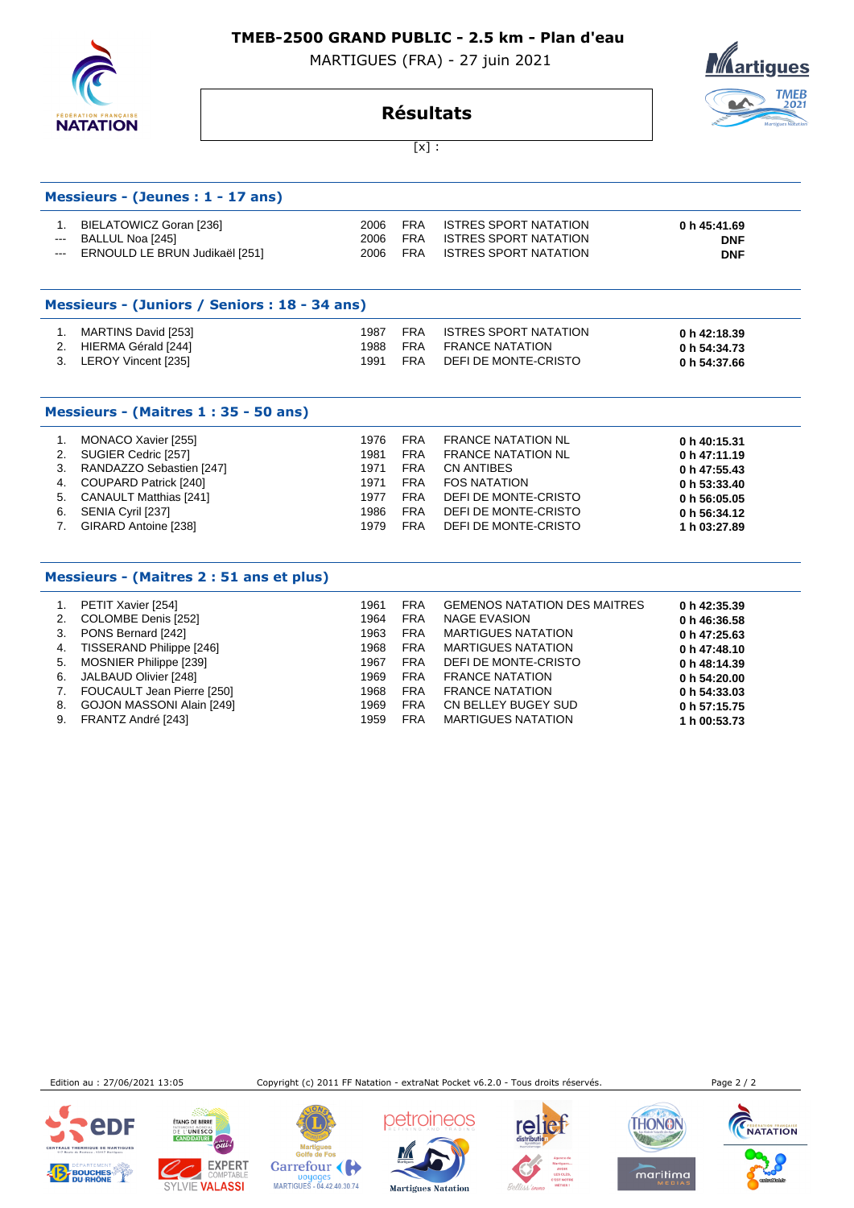# TMEB-2500 GRAND PUBLIC - 2.5 km - Plan d'eau

MARTIGUES (FRA) - 27 juin 2021

## Résultats

[x] :

### Messieurs - (Jeunes : 1 - 17 ans)

| | | | | | |
|---|---|---|---|---|---|
| 1. | BIELATOWICZ Goran [236] | 2006 | FRA | ISTRES SPORT NATATION | 0 h 45:41.69 |
| --- | BALLUL Noa [245] | 2006 | FRA | ISTRES SPORT NATATION | DNF |
| --- | ERNOULD LE BRUN Judikaël [251] | 2006 | FRA | ISTRES SPORT NATATION | DNF |

### Messieurs - (Juniors / Seniors : 18 - 34 ans)

| | | | | | |
|---|---|---|---|---|---|
| 1. | MARTINS David [253] | 1987 | FRA | ISTRES SPORT NATATION | 0 h 42:18.39 |
| 2. | HIERMA Gérald [244] | 1988 | FRA | FRANCE NATATION | 0 h 54:34.73 |
| 3. | LEROY Vincent [235] | 1991 | FRA | DEFI DE MONTE-CRISTO | 0 h 54:37.66 |

### Messieurs - (Maitres 1 : 35 - 50 ans)

| | | | | | |
|---|---|---|---|---|---|
| 1. | MONACO Xavier [255] | 1976 | FRA | FRANCE NATATION NL | 0 h 40:15.31 |
| 2. | SUGIER Cedric [257] | 1981 | FRA | FRANCE NATATION NL | 0 h 47:11.19 |
| 3. | RANDAZZO Sebastien [247] | 1971 | FRA | CN ANTIBES | 0 h 47:55.43 |
| 4. | COUPARD Patrick [240] | 1971 | FRA | FOS NATATION | 0 h 53:33.40 |
| 5. | CANAULT Matthias [241] | 1977 | FRA | DEFI DE MONTE-CRISTO | 0 h 56:05.05 |
| 6. | SENIA Cyril [237] | 1986 | FRA | DEFI DE MONTE-CRISTO | 0 h 56:34.12 |
| 7. | GIRARD Antoine [238] | 1979 | FRA | DEFI DE MONTE-CRISTO | 1 h 03:27.89 |

### Messieurs - (Maitres 2 : 51 ans et plus)

| | | | | | |
|---|---|---|---|---|---|
| 1. | PETIT Xavier [254] | 1961 | FRA | GEMENOS NATATION DES MAITRES | 0 h 42:35.39 |
| 2. | COLOMBE Denis [252] | 1964 | FRA | NAGE EVASION | 0 h 46:36.58 |
| 3. | PONS Bernard [242] | 1963 | FRA | MARTIGUES NATATION | 0 h 47:25.63 |
| 4. | TISSERAND Philippe [246] | 1968 | FRA | MARTIGUES NATATION | 0 h 47:48.10 |
| 5. | MOSNIER Philippe [239] | 1967 | FRA | DEFI DE MONTE-CRISTO | 0 h 48:14.39 |
| 6. | JALBAUD Olivier [248] | 1969 | FRA | FRANCE NATATION | 0 h 54:20.00 |
| 7. | FOUCAULT Jean Pierre [250] | 1968 | FRA | FRANCE NATATION | 0 h 54:33.03 |
| 8. | GOJON MASSONI Alain [249] | 1969 | FRA | CN BELLEY BUGEY SUD | 0 h 57:15.75 |
| 9. | FRANTZ André [243] | 1959 | FRA | MARTIGUES NATATION | 1 h 00:53.73 |

Edition au : 27/06/2021 13:05 — Copyright (c) 2011 FF Natation - extraNat Pocket v6.2.0 - Tous droits réservés.